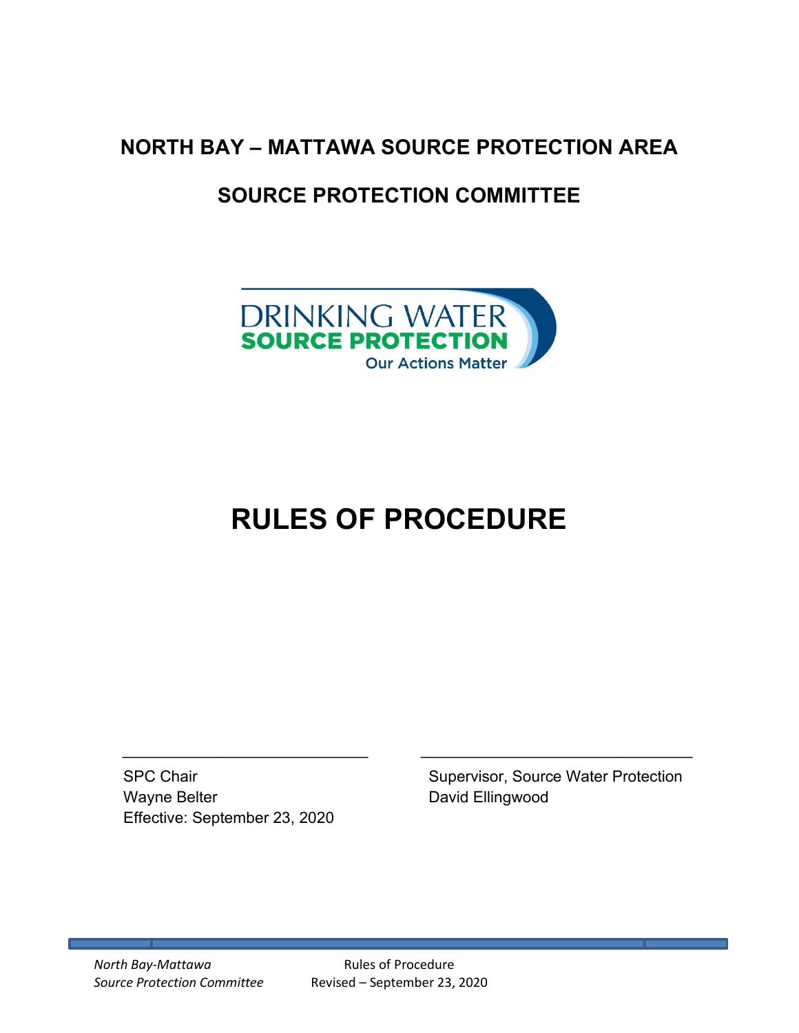# NORTH BAY – MATTAWA SOURCE PROTECTION AREA

## SOURCE PROTECTION COMMITTEE

DRINKING WATER
SOURCE PROTECTION
Our Actions Matter

# RULES OF PROCEDURE

______________________________

SPC Chair
Wayne Belter
Effective: September 23, 2020

______________________________

Supervisor, Source Water Protection
David Ellingwood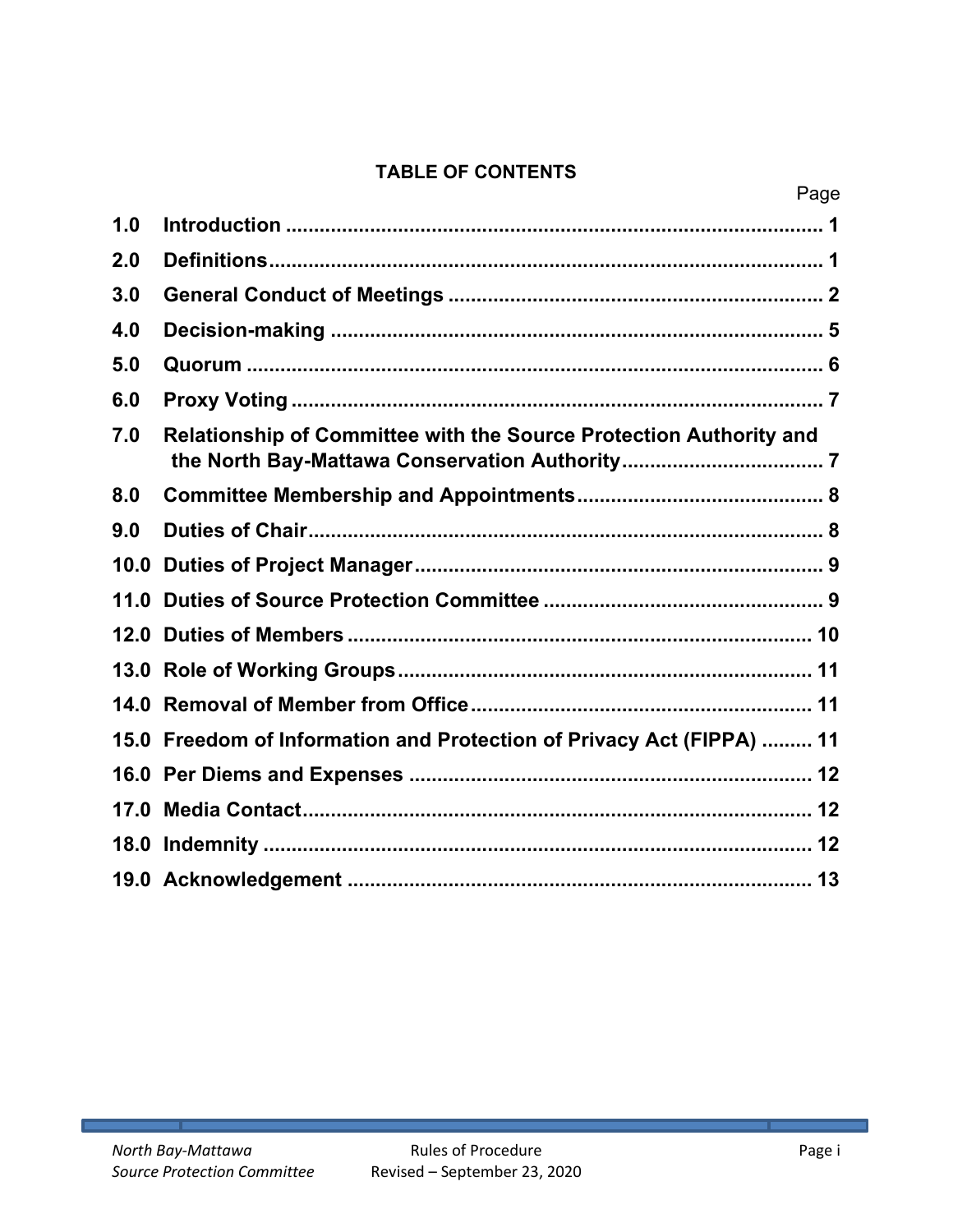# TABLE OF CONTENTS

| | | Page |
|---|---|---|
| **1.0** | **Introduction** | **1** |
| **2.0** | **Definitions** | **1** |
| **3.0** | **General Conduct of Meetings** | **2** |
| **4.0** | **Decision-making** | **5** |
| **5.0** | **Quorum** | **6** |
| **6.0** | **Proxy Voting** | **7** |
| **7.0** | **Relationship of Committee with the Source Protection Authority and the North Bay-Mattawa Conservation Authority** | **7** |
| **8.0** | **Committee Membership and Appointments** | **8** |
| **9.0** | **Duties of Chair** | **8** |
| **10.0** | **Duties of Project Manager** | **9** |
| **11.0** | **Duties of Source Protection Committee** | **9** |
| **12.0** | **Duties of Members** | **10** |
| **13.0** | **Role of Working Groups** | **11** |
| **14.0** | **Removal of Member from Office** | **11** |
| **15.0** | **Freedom of Information and Protection of Privacy Act (FIPPA)** | **11** |
| **16.0** | **Per Diems and Expenses** | **12** |
| **17.0** | **Media Contact** | **12** |
| **18.0** | **Indemnity** | **12** |
| **19.0** | **Acknowledgement** | **13** |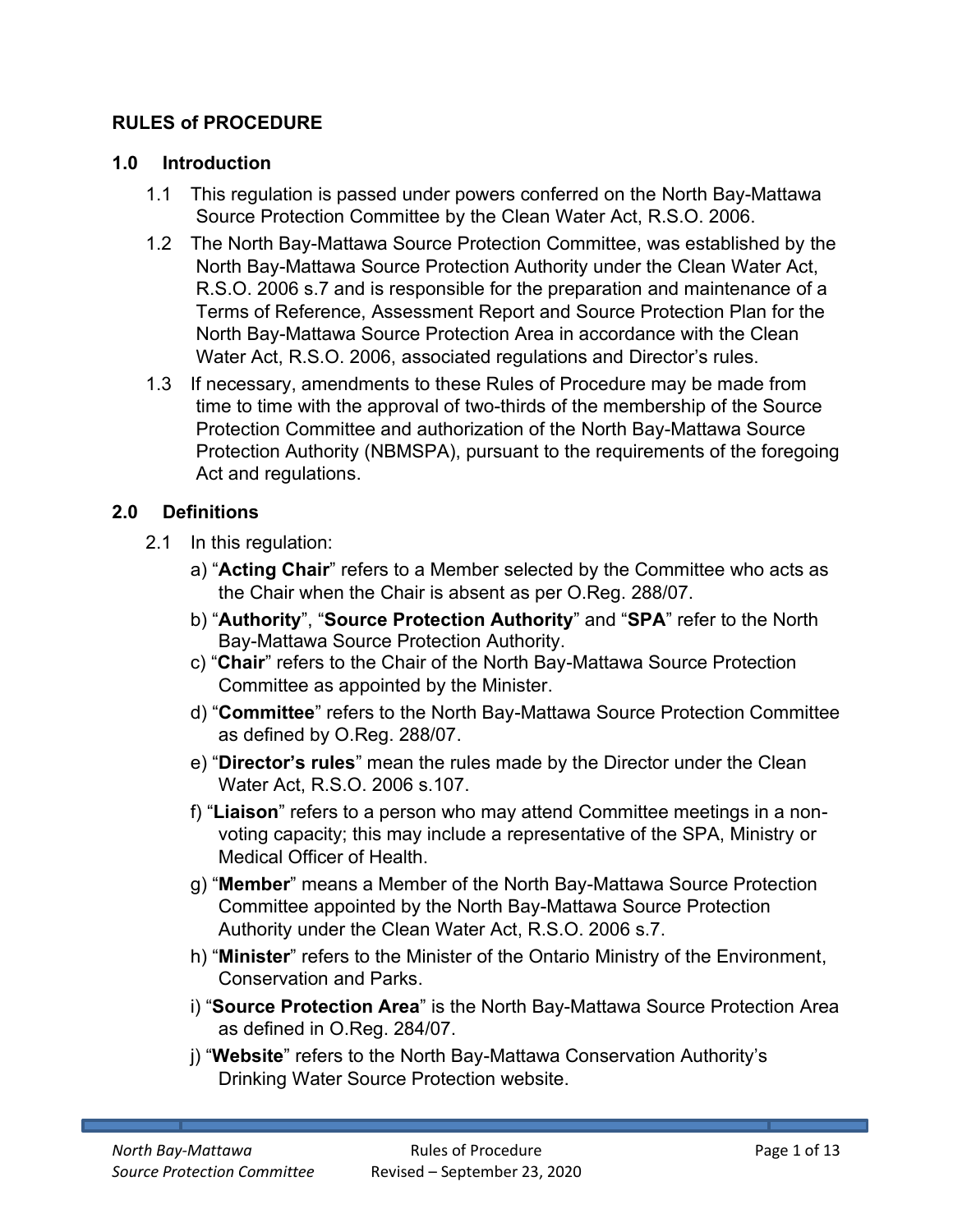## RULES of PROCEDURE

### 1.0 Introduction

1.1 This regulation is passed under powers conferred on the North Bay-Mattawa Source Protection Committee by the Clean Water Act, R.S.O. 2006.

1.2 The North Bay-Mattawa Source Protection Committee, was established by the North Bay-Mattawa Source Protection Authority under the Clean Water Act, R.S.O. 2006 s.7 and is responsible for the preparation and maintenance of a Terms of Reference, Assessment Report and Source Protection Plan for the North Bay-Mattawa Source Protection Area in accordance with the Clean Water Act, R.S.O. 2006, associated regulations and Director's rules.

1.3 If necessary, amendments to these Rules of Procedure may be made from time to time with the approval of two-thirds of the membership of the Source Protection Committee and authorization of the North Bay-Mattawa Source Protection Authority (NBMSPA), pursuant to the requirements of the foregoing Act and regulations.

### 2.0 Definitions

2.1 In this regulation:

a) "**Acting Chair**" refers to a Member selected by the Committee who acts as the Chair when the Chair is absent as per O.Reg. 288/07.

b) "**Authority**", "**Source Protection Authority**" and "**SPA**" refer to the North Bay-Mattawa Source Protection Authority.

c) "**Chair**" refers to the Chair of the North Bay-Mattawa Source Protection Committee as appointed by the Minister.

d) "**Committee**" refers to the North Bay-Mattawa Source Protection Committee as defined by O.Reg. 288/07.

e) "**Director's rules**" mean the rules made by the Director under the Clean Water Act, R.S.O. 2006 s.107.

f) "**Liaison**" refers to a person who may attend Committee meetings in a non-voting capacity; this may include a representative of the SPA, Ministry or Medical Officer of Health.

g) "**Member**" means a Member of the North Bay-Mattawa Source Protection Committee appointed by the North Bay-Mattawa Source Protection Authority under the Clean Water Act, R.S.O. 2006 s.7.

h) "**Minister**" refers to the Minister of the Ontario Ministry of the Environment, Conservation and Parks.

i) "**Source Protection Area**" is the North Bay-Mattawa Source Protection Area as defined in O.Reg. 284/07.

j) "**Website**" refers to the North Bay-Mattawa Conservation Authority's Drinking Water Source Protection website.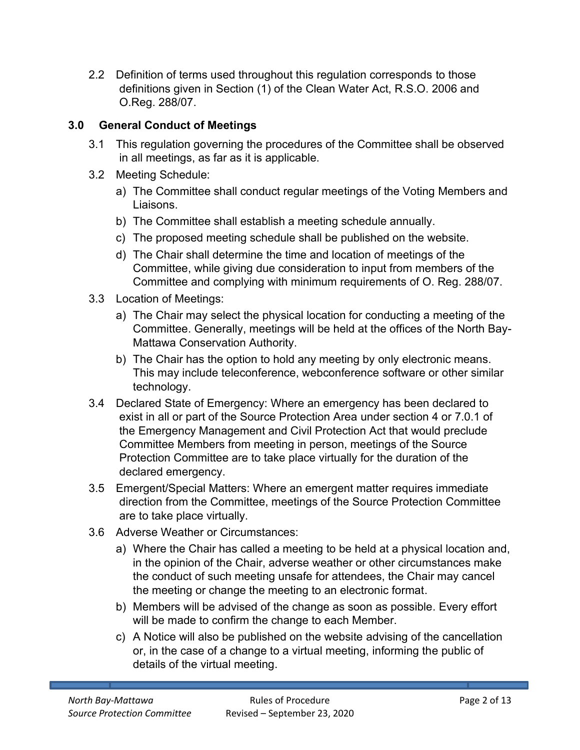2.2 Definition of terms used throughout this regulation corresponds to those definitions given in Section (1) of the Clean Water Act, R.S.O. 2006 and O.Reg. 288/07.

## 3.0 General Conduct of Meetings

3.1 This regulation governing the procedures of the Committee shall be observed in all meetings, as far as it is applicable.

3.2 Meeting Schedule:

a) The Committee shall conduct regular meetings of the Voting Members and Liaisons.

b) The Committee shall establish a meeting schedule annually.

c) The proposed meeting schedule shall be published on the website.

d) The Chair shall determine the time and location of meetings of the Committee, while giving due consideration to input from members of the Committee and complying with minimum requirements of O. Reg. 288/07.

3.3 Location of Meetings:

a) The Chair may select the physical location for conducting a meeting of the Committee. Generally, meetings will be held at the offices of the North Bay-Mattawa Conservation Authority.

b) The Chair has the option to hold any meeting by only electronic means. This may include teleconference, webconference software or other similar technology.

3.4 Declared State of Emergency: Where an emergency has been declared to exist in all or part of the Source Protection Area under section 4 or 7.0.1 of the Emergency Management and Civil Protection Act that would preclude Committee Members from meeting in person, meetings of the Source Protection Committee are to take place virtually for the duration of the declared emergency.

3.5 Emergent/Special Matters: Where an emergent matter requires immediate direction from the Committee, meetings of the Source Protection Committee are to take place virtually.

3.6 Adverse Weather or Circumstances:

a) Where the Chair has called a meeting to be held at a physical location and, in the opinion of the Chair, adverse weather or other circumstances make the conduct of such meeting unsafe for attendees, the Chair may cancel the meeting or change the meeting to an electronic format.

b) Members will be advised of the change as soon as possible. Every effort will be made to confirm the change to each Member.

c) A Notice will also be published on the website advising of the cancellation or, in the case of a change to a virtual meeting, informing the public of details of the virtual meeting.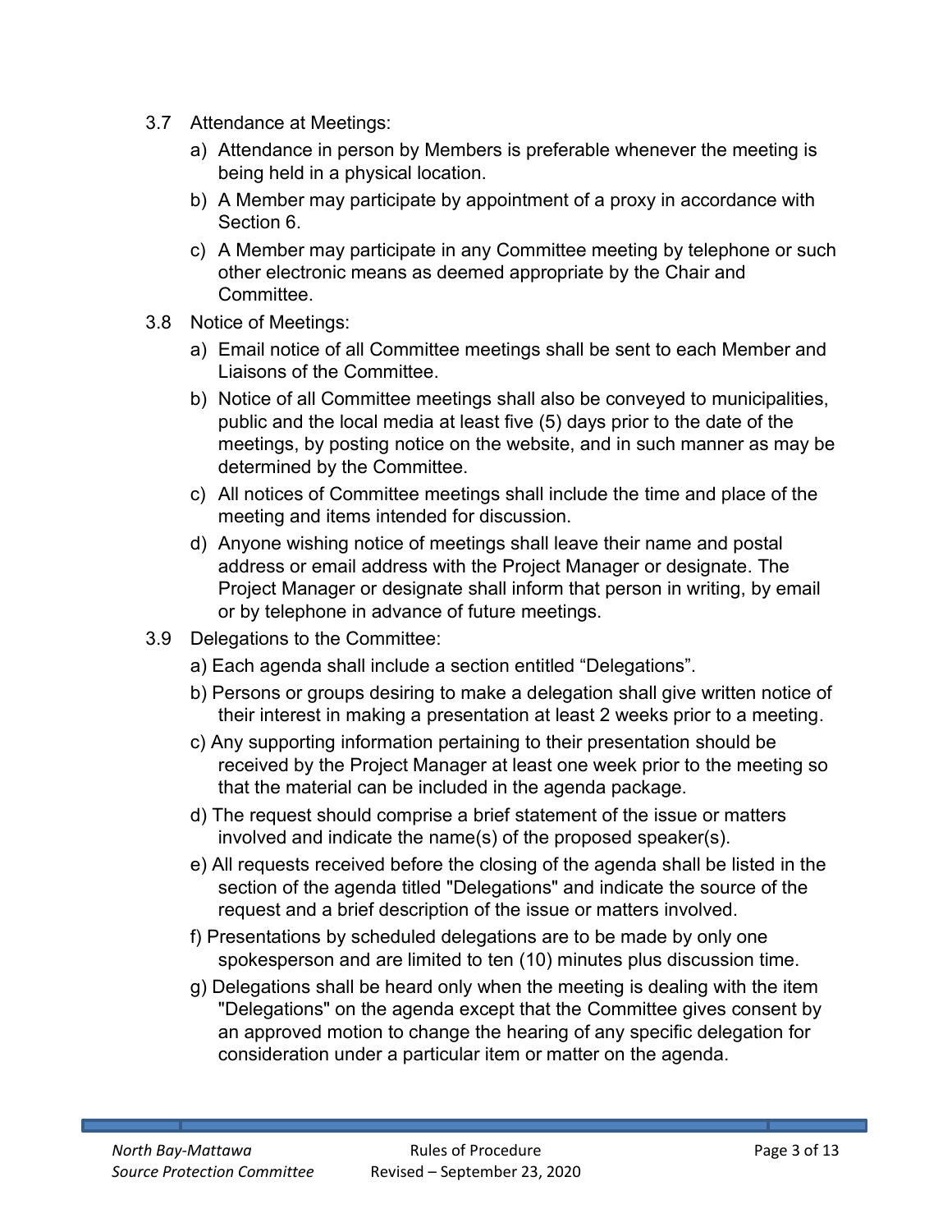3.7 Attendance at Meetings:

a) Attendance in person by Members is preferable whenever the meeting is being held in a physical location.

b) A Member may participate by appointment of a proxy in accordance with Section 6.

c) A Member may participate in any Committee meeting by telephone or such other electronic means as deemed appropriate by the Chair and Committee.

3.8 Notice of Meetings:

a) Email notice of all Committee meetings shall be sent to each Member and Liaisons of the Committee.

b) Notice of all Committee meetings shall also be conveyed to municipalities, public and the local media at least five (5) days prior to the date of the meetings, by posting notice on the website, and in such manner as may be determined by the Committee.

c) All notices of Committee meetings shall include the time and place of the meeting and items intended for discussion.

d) Anyone wishing notice of meetings shall leave their name and postal address or email address with the Project Manager or designate. The Project Manager or designate shall inform that person in writing, by email or by telephone in advance of future meetings.

3.9 Delegations to the Committee:

a) Each agenda shall include a section entitled “Delegations”.

b) Persons or groups desiring to make a delegation shall give written notice of their interest in making a presentation at least 2 weeks prior to a meeting.

c) Any supporting information pertaining to their presentation should be received by the Project Manager at least one week prior to the meeting so that the material can be included in the agenda package.

d) The request should comprise a brief statement of the issue or matters involved and indicate the name(s) of the proposed speaker(s).

e) All requests received before the closing of the agenda shall be listed in the section of the agenda titled "Delegations" and indicate the source of the request and a brief description of the issue or matters involved.

f) Presentations by scheduled delegations are to be made by only one spokesperson and are limited to ten (10) minutes plus discussion time.

g) Delegations shall be heard only when the meeting is dealing with the item "Delegations" on the agenda except that the Committee gives consent by an approved motion to change the hearing of any specific delegation for consideration under a particular item or matter on the agenda.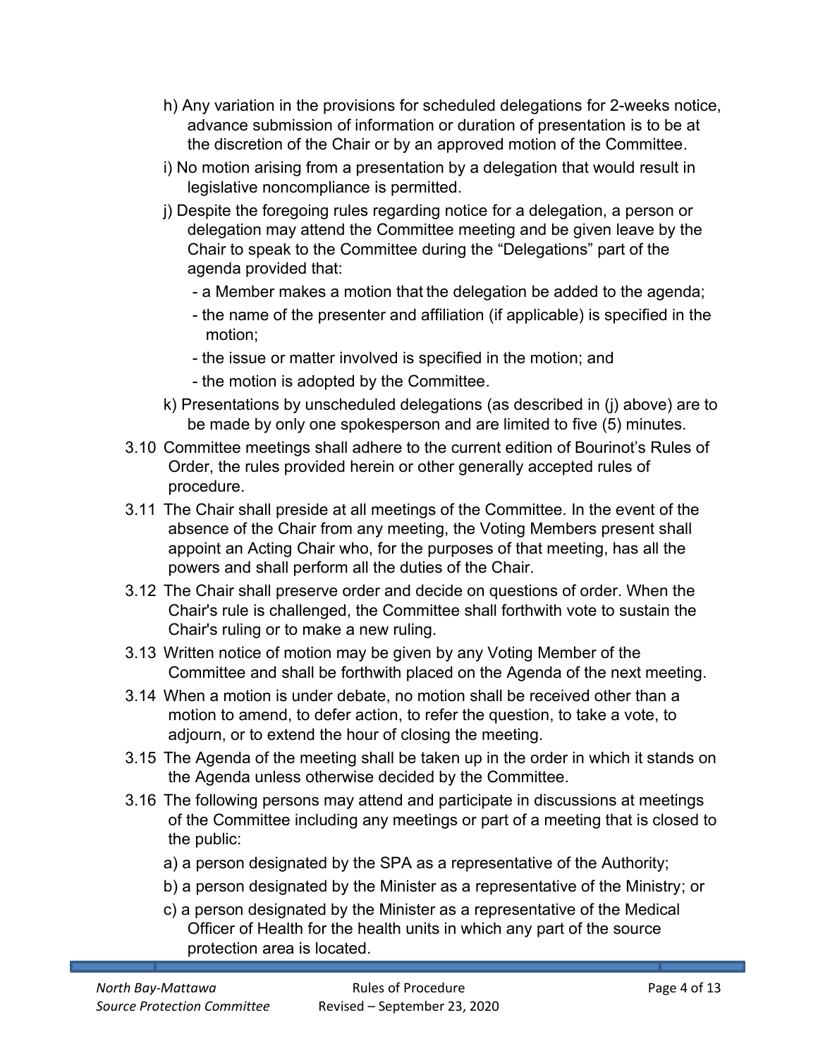h) Any variation in the provisions for scheduled delegations for 2-weeks notice, advance submission of information or duration of presentation is to be at the discretion of the Chair or by an approved motion of the Committee.

i) No motion arising from a presentation by a delegation that would result in legislative noncompliance is permitted.

j) Despite the foregoing rules regarding notice for a delegation, a person or delegation may attend the Committee meeting and be given leave by the Chair to speak to the Committee during the "Delegations" part of the agenda provided that:

- a Member makes a motion that the delegation be added to the agenda;
- the name of the presenter and affiliation (if applicable) is specified in the motion;
- the issue or matter involved is specified in the motion; and
- the motion is adopted by the Committee.

k) Presentations by unscheduled delegations (as described in (j) above) are to be made by only one spokesperson and are limited to five (5) minutes.

3.10 Committee meetings shall adhere to the current edition of Bourinot's Rules of Order, the rules provided herein or other generally accepted rules of procedure.

3.11 The Chair shall preside at all meetings of the Committee. In the event of the absence of the Chair from any meeting, the Voting Members present shall appoint an Acting Chair who, for the purposes of that meeting, has all the powers and shall perform all the duties of the Chair.

3.12 The Chair shall preserve order and decide on questions of order. When the Chair's rule is challenged, the Committee shall forthwith vote to sustain the Chair's ruling or to make a new ruling.

3.13 Written notice of motion may be given by any Voting Member of the Committee and shall be forthwith placed on the Agenda of the next meeting.

3.14 When a motion is under debate, no motion shall be received other than a motion to amend, to defer action, to refer the question, to take a vote, to adjourn, or to extend the hour of closing the meeting.

3.15 The Agenda of the meeting shall be taken up in the order in which it stands on the Agenda unless otherwise decided by the Committee.

3.16 The following persons may attend and participate in discussions at meetings of the Committee including any meetings or part of a meeting that is closed to the public:

a) a person designated by the SPA as a representative of the Authority;

b) a person designated by the Minister as a representative of the Ministry; or

c) a person designated by the Minister as a representative of the Medical Officer of Health for the health units in which any part of the source protection area is located.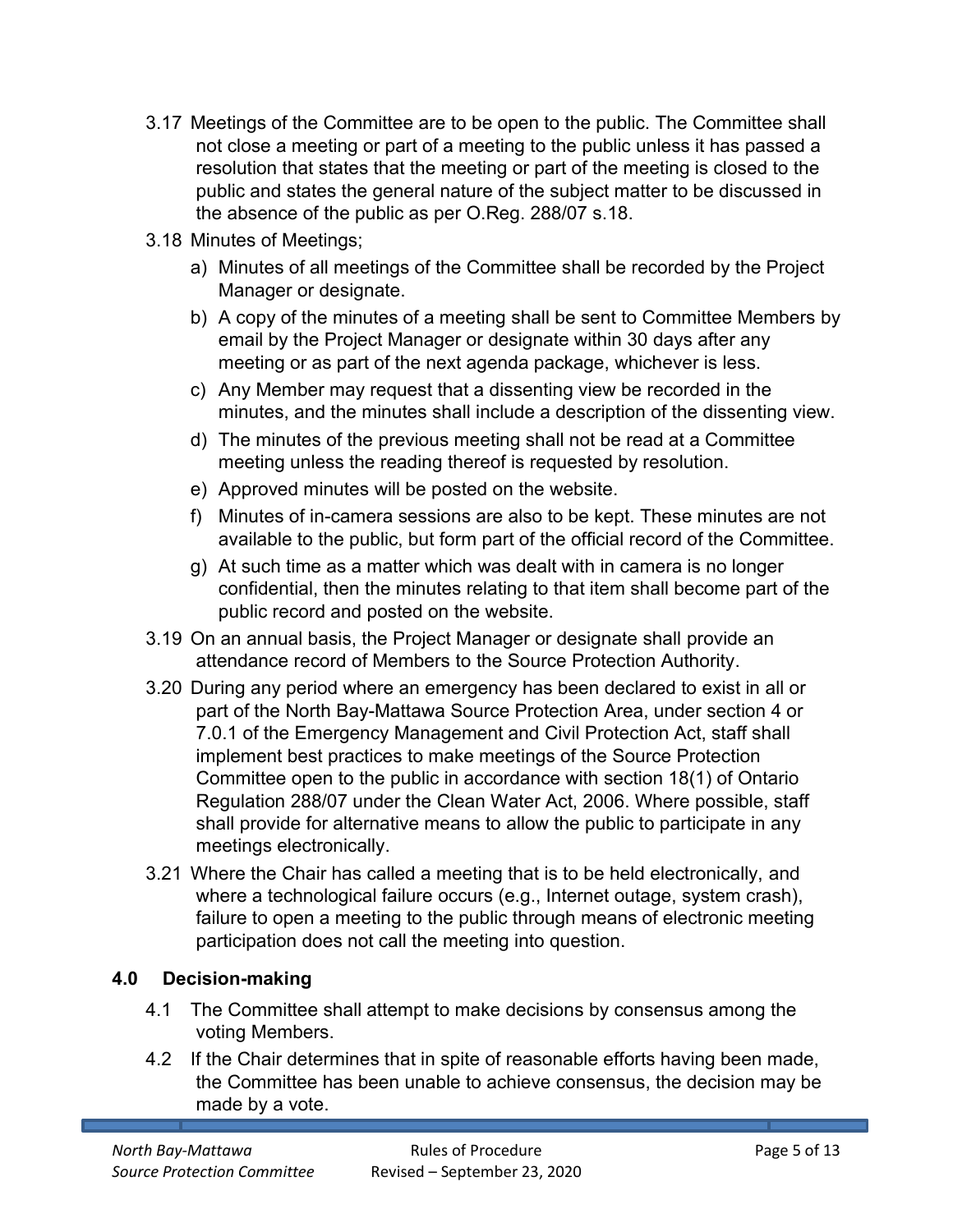3.17 Meetings of the Committee are to be open to the public. The Committee shall not close a meeting or part of a meeting to the public unless it has passed a resolution that states that the meeting or part of the meeting is closed to the public and states the general nature of the subject matter to be discussed in the absence of the public as per O.Reg. 288/07 s.18.

3.18 Minutes of Meetings;

a) Minutes of all meetings of the Committee shall be recorded by the Project Manager or designate.

b) A copy of the minutes of a meeting shall be sent to Committee Members by email by the Project Manager or designate within 30 days after any meeting or as part of the next agenda package, whichever is less.

c) Any Member may request that a dissenting view be recorded in the minutes, and the minutes shall include a description of the dissenting view.

d) The minutes of the previous meeting shall not be read at a Committee meeting unless the reading thereof is requested by resolution.

e) Approved minutes will be posted on the website.

f) Minutes of in-camera sessions are also to be kept. These minutes are not available to the public, but form part of the official record of the Committee.

g) At such time as a matter which was dealt with in camera is no longer confidential, then the minutes relating to that item shall become part of the public record and posted on the website.

3.19 On an annual basis, the Project Manager or designate shall provide an attendance record of Members to the Source Protection Authority.

3.20 During any period where an emergency has been declared to exist in all or part of the North Bay-Mattawa Source Protection Area, under section 4 or 7.0.1 of the Emergency Management and Civil Protection Act, staff shall implement best practices to make meetings of the Source Protection Committee open to the public in accordance with section 18(1) of Ontario Regulation 288/07 under the Clean Water Act, 2006. Where possible, staff shall provide for alternative means to allow the public to participate in any meetings electronically.

3.21 Where the Chair has called a meeting that is to be held electronically, and where a technological failure occurs (e.g., Internet outage, system crash), failure to open a meeting to the public through means of electronic meeting participation does not call the meeting into question.

## 4.0 Decision-making

4.1 The Committee shall attempt to make decisions by consensus among the voting Members.

4.2 If the Chair determines that in spite of reasonable efforts having been made, the Committee has been unable to achieve consensus, the decision may be made by a vote.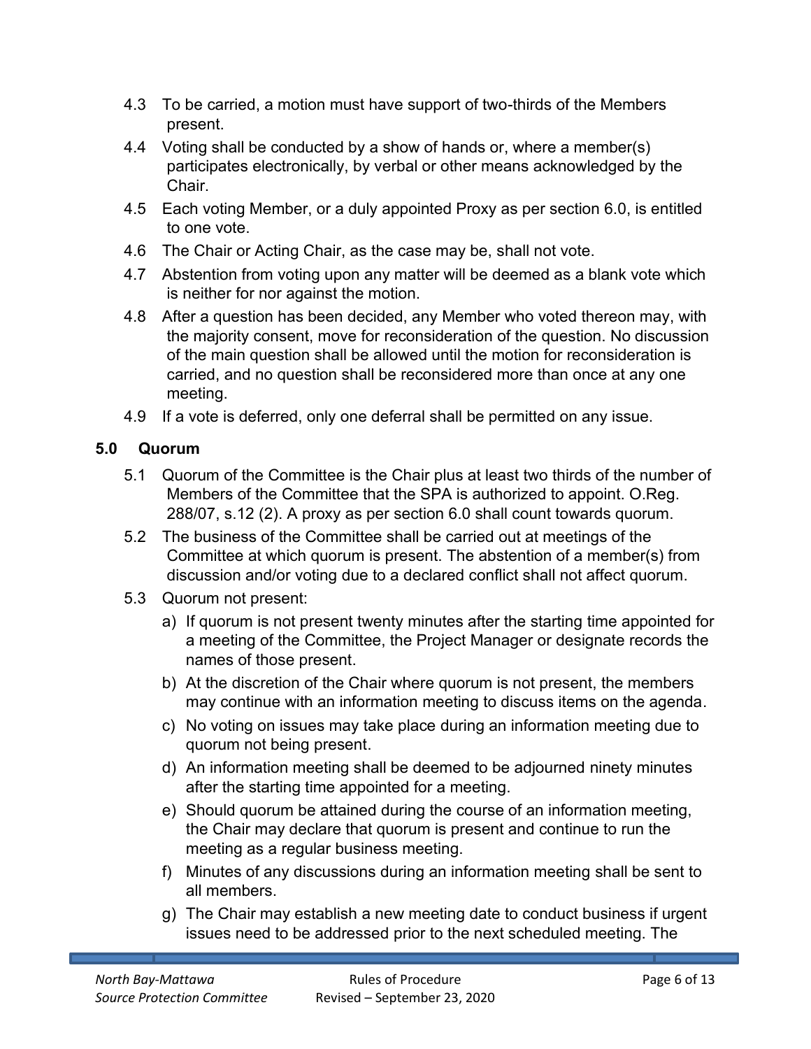4.3 To be carried, a motion must have support of two-thirds of the Members present.

4.4 Voting shall be conducted by a show of hands or, where a member(s) participates electronically, by verbal or other means acknowledged by the Chair.

4.5 Each voting Member, or a duly appointed Proxy as per section 6.0, is entitled to one vote.

4.6 The Chair or Acting Chair, as the case may be, shall not vote.

4.7 Abstention from voting upon any matter will be deemed as a blank vote which is neither for nor against the motion.

4.8 After a question has been decided, any Member who voted thereon may, with the majority consent, move for reconsideration of the question. No discussion of the main question shall be allowed until the motion for reconsideration is carried, and no question shall be reconsidered more than once at any one meeting.

4.9 If a vote is deferred, only one deferral shall be permitted on any issue.

## 5.0 Quorum

5.1 Quorum of the Committee is the Chair plus at least two thirds of the number of Members of the Committee that the SPA is authorized to appoint. O.Reg. 288/07, s.12 (2). A proxy as per section 6.0 shall count towards quorum.

5.2 The business of the Committee shall be carried out at meetings of the Committee at which quorum is present. The abstention of a member(s) from discussion and/or voting due to a declared conflict shall not affect quorum.

5.3 Quorum not present:

a) If quorum is not present twenty minutes after the starting time appointed for a meeting of the Committee, the Project Manager or designate records the names of those present.

b) At the discretion of the Chair where quorum is not present, the members may continue with an information meeting to discuss items on the agenda.

c) No voting on issues may take place during an information meeting due to quorum not being present.

d) An information meeting shall be deemed to be adjourned ninety minutes after the starting time appointed for a meeting.

e) Should quorum be attained during the course of an information meeting, the Chair may declare that quorum is present and continue to run the meeting as a regular business meeting.

f) Minutes of any discussions during an information meeting shall be sent to all members.

g) The Chair may establish a new meeting date to conduct business if urgent issues need to be addressed prior to the next scheduled meeting. The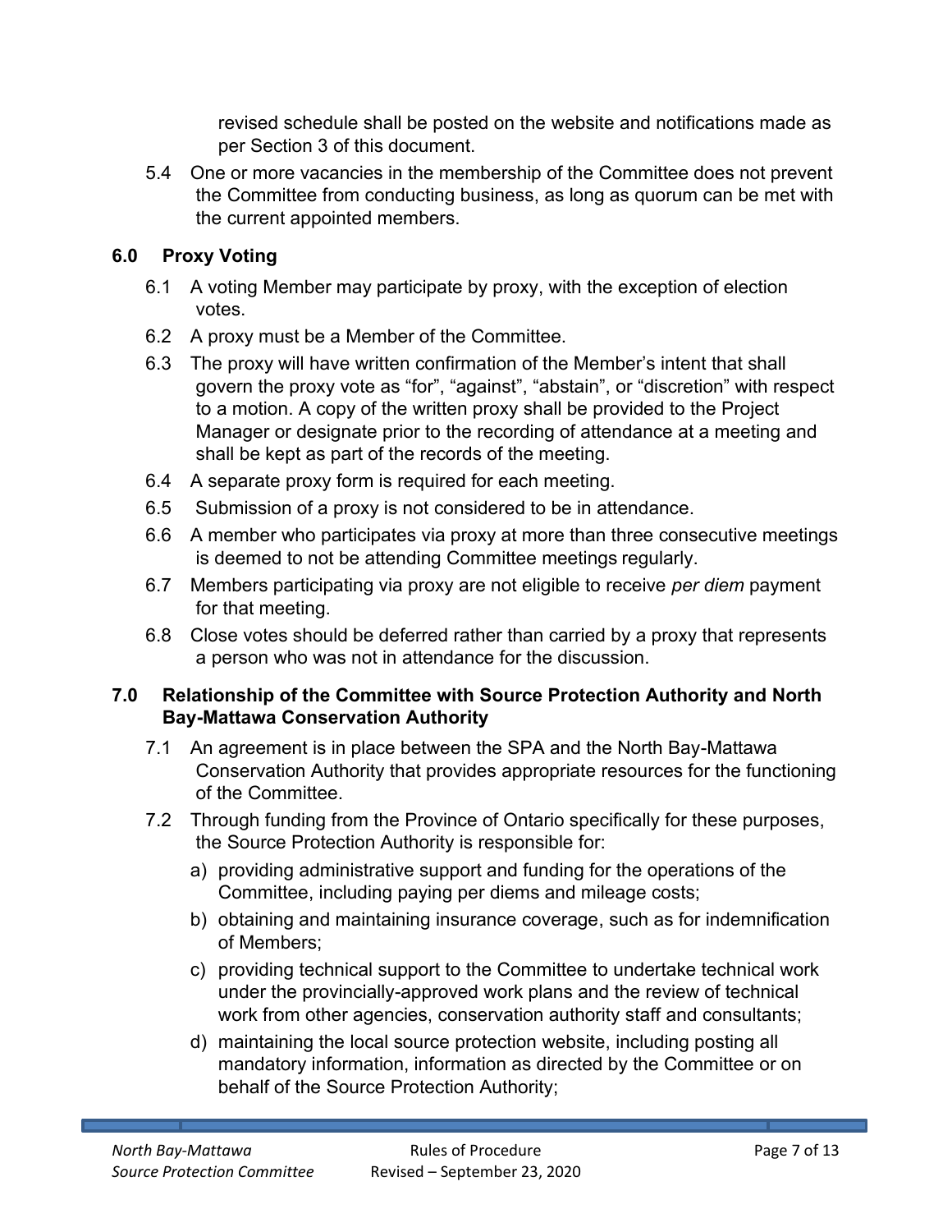revised schedule shall be posted on the website and notifications made as per Section 3 of this document.

5.4 One or more vacancies in the membership of the Committee does not prevent the Committee from conducting business, as long as quorum can be met with the current appointed members.

## 6.0 Proxy Voting

6.1 A voting Member may participate by proxy, with the exception of election votes.

6.2 A proxy must be a Member of the Committee.

6.3 The proxy will have written confirmation of the Member's intent that shall govern the proxy vote as "for", "against", "abstain", or "discretion" with respect to a motion. A copy of the written proxy shall be provided to the Project Manager or designate prior to the recording of attendance at a meeting and shall be kept as part of the records of the meeting.

6.4 A separate proxy form is required for each meeting.

6.5 Submission of a proxy is not considered to be in attendance.

6.6 A member who participates via proxy at more than three consecutive meetings is deemed to not be attending Committee meetings regularly.

6.7 Members participating via proxy are not eligible to receive *per diem* payment for that meeting.

6.8 Close votes should be deferred rather than carried by a proxy that represents a person who was not in attendance for the discussion.

## 7.0 Relationship of the Committee with Source Protection Authority and North Bay-Mattawa Conservation Authority

7.1 An agreement is in place between the SPA and the North Bay-Mattawa Conservation Authority that provides appropriate resources for the functioning of the Committee.

7.2 Through funding from the Province of Ontario specifically for these purposes, the Source Protection Authority is responsible for:

a) providing administrative support and funding for the operations of the Committee, including paying per diems and mileage costs;

b) obtaining and maintaining insurance coverage, such as for indemnification of Members;

c) providing technical support to the Committee to undertake technical work under the provincially-approved work plans and the review of technical work from other agencies, conservation authority staff and consultants;

d) maintaining the local source protection website, including posting all mandatory information, information as directed by the Committee or on behalf of the Source Protection Authority;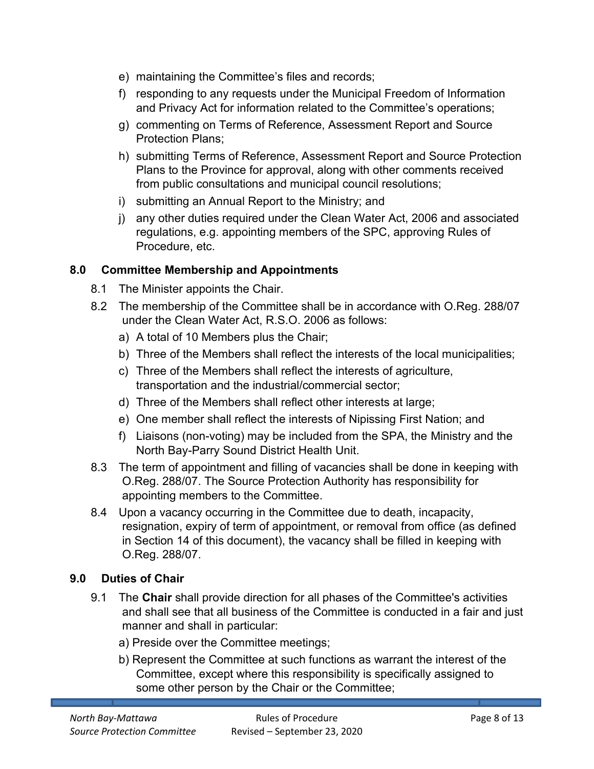e) maintaining the Committee's files and records;

f) responding to any requests under the Municipal Freedom of Information and Privacy Act for information related to the Committee's operations;

g) commenting on Terms of Reference, Assessment Report and Source Protection Plans;

h) submitting Terms of Reference, Assessment Report and Source Protection Plans to the Province for approval, along with other comments received from public consultations and municipal council resolutions;

i) submitting an Annual Report to the Ministry; and

j) any other duties required under the Clean Water Act, 2006 and associated regulations, e.g. appointing members of the SPC, approving Rules of Procedure, etc.

## 8.0 Committee Membership and Appointments

8.1 The Minister appoints the Chair.

8.2 The membership of the Committee shall be in accordance with O.Reg. 288/07 under the Clean Water Act, R.S.O. 2006 as follows:

a) A total of 10 Members plus the Chair;

b) Three of the Members shall reflect the interests of the local municipalities;

c) Three of the Members shall reflect the interests of agriculture, transportation and the industrial/commercial sector;

d) Three of the Members shall reflect other interests at large;

e) One member shall reflect the interests of Nipissing First Nation; and

f) Liaisons (non-voting) may be included from the SPA, the Ministry and the North Bay-Parry Sound District Health Unit.

8.3 The term of appointment and filling of vacancies shall be done in keeping with O.Reg. 288/07. The Source Protection Authority has responsibility for appointing members to the Committee.

8.4 Upon a vacancy occurring in the Committee due to death, incapacity, resignation, expiry of term of appointment, or removal from office (as defined in Section 14 of this document), the vacancy shall be filled in keeping with O.Reg. 288/07.

## 9.0 Duties of Chair

9.1 The **Chair** shall provide direction for all phases of the Committee's activities and shall see that all business of the Committee is conducted in a fair and just manner and shall in particular:

a) Preside over the Committee meetings;

b) Represent the Committee at such functions as warrant the interest of the Committee, except where this responsibility is specifically assigned to some other person by the Chair or the Committee;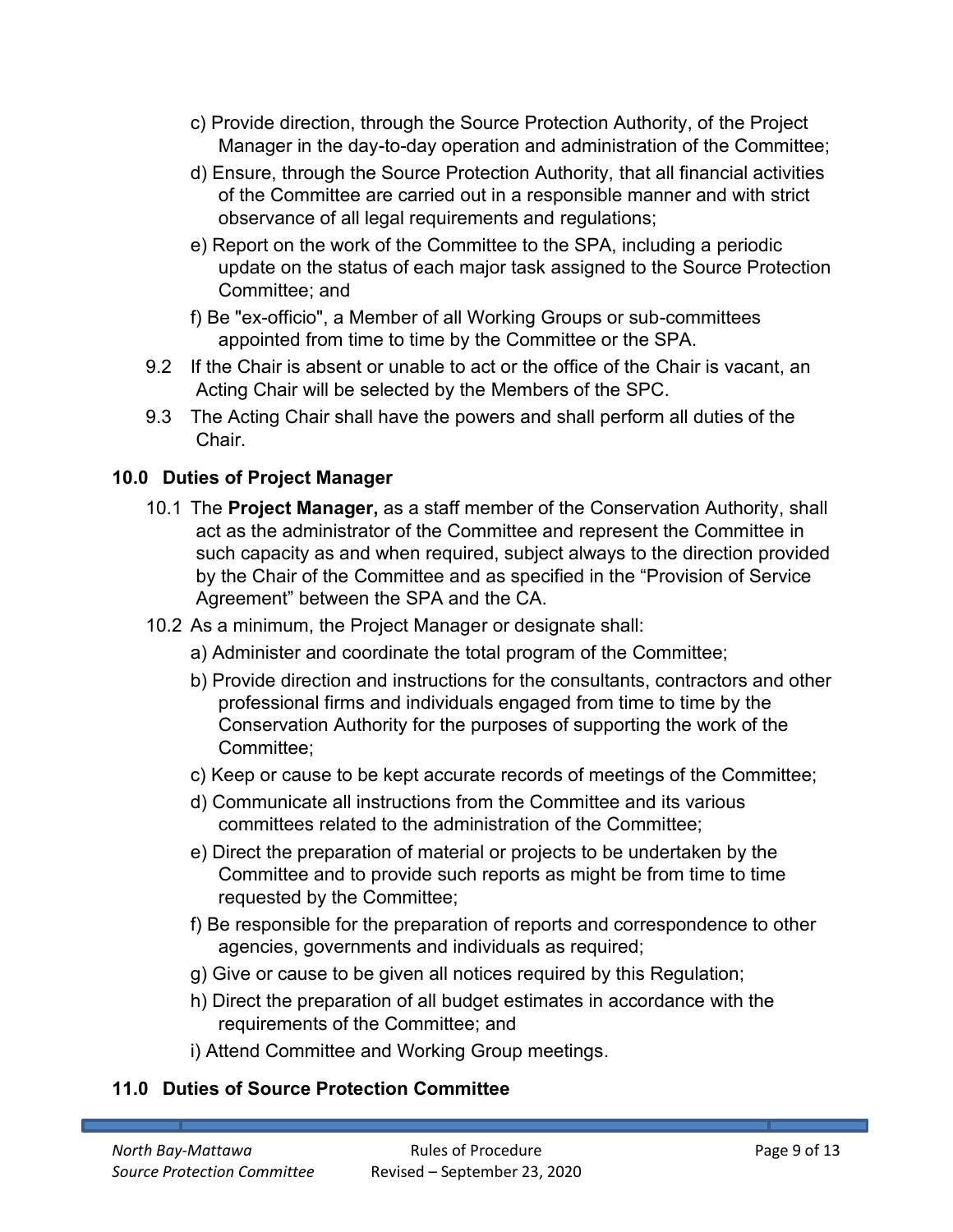c) Provide direction, through the Source Protection Authority, of the Project Manager in the day-to-day operation and administration of the Committee;

d) Ensure, through the Source Protection Authority, that all financial activities of the Committee are carried out in a responsible manner and with strict observance of all legal requirements and regulations;

e) Report on the work of the Committee to the SPA, including a periodic update on the status of each major task assigned to the Source Protection Committee; and

f) Be "ex-officio", a Member of all Working Groups or sub-committees appointed from time to time by the Committee or the SPA.

9.2 If the Chair is absent or unable to act or the office of the Chair is vacant, an Acting Chair will be selected by the Members of the SPC.

9.3 The Acting Chair shall have the powers and shall perform all duties of the Chair.

## 10.0 Duties of Project Manager

10.1 The **Project Manager,** as a staff member of the Conservation Authority, shall act as the administrator of the Committee and represent the Committee in such capacity as and when required, subject always to the direction provided by the Chair of the Committee and as specified in the “Provision of Service Agreement” between the SPA and the CA.

10.2 As a minimum, the Project Manager or designate shall:

a) Administer and coordinate the total program of the Committee;

b) Provide direction and instructions for the consultants, contractors and other professional firms and individuals engaged from time to time by the Conservation Authority for the purposes of supporting the work of the Committee;

c) Keep or cause to be kept accurate records of meetings of the Committee;

d) Communicate all instructions from the Committee and its various committees related to the administration of the Committee;

e) Direct the preparation of material or projects to be undertaken by the Committee and to provide such reports as might be from time to time requested by the Committee;

f) Be responsible for the preparation of reports and correspondence to other agencies, governments and individuals as required;

g) Give or cause to be given all notices required by this Regulation;

h) Direct the preparation of all budget estimates in accordance with the requirements of the Committee; and

i) Attend Committee and Working Group meetings.

## 11.0 Duties of Source Protection Committee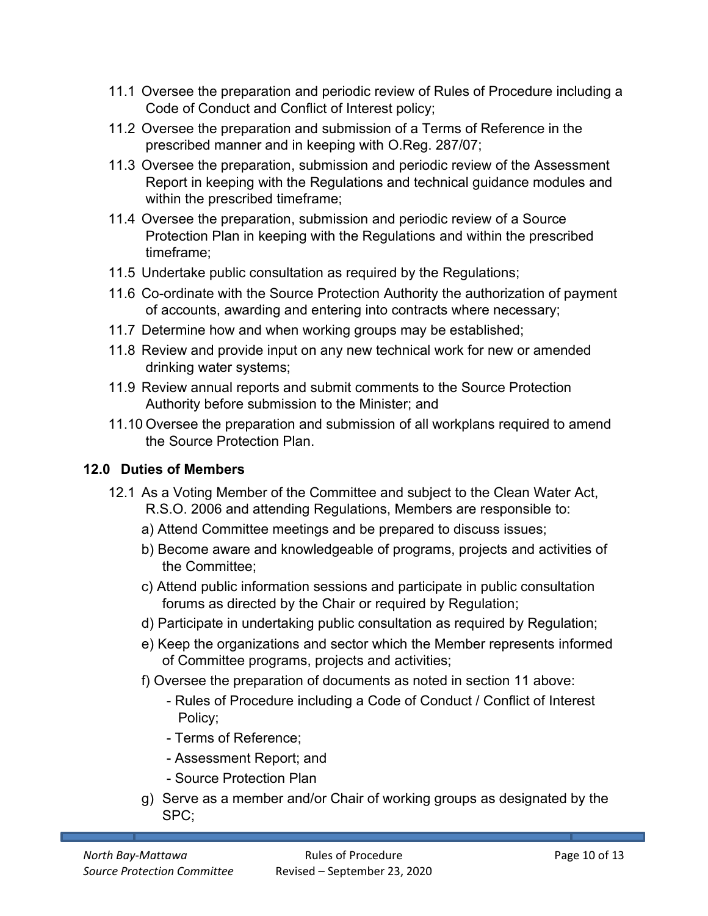11.1 Oversee the preparation and periodic review of Rules of Procedure including a Code of Conduct and Conflict of Interest policy;

11.2 Oversee the preparation and submission of a Terms of Reference in the prescribed manner and in keeping with O.Reg. 287/07;

11.3 Oversee the preparation, submission and periodic review of the Assessment Report in keeping with the Regulations and technical guidance modules and within the prescribed timeframe;

11.4 Oversee the preparation, submission and periodic review of a Source Protection Plan in keeping with the Regulations and within the prescribed timeframe;

11.5 Undertake public consultation as required by the Regulations;

11.6 Co-ordinate with the Source Protection Authority the authorization of payment of accounts, awarding and entering into contracts where necessary;

11.7 Determine how and when working groups may be established;

11.8 Review and provide input on any new technical work for new or amended drinking water systems;

11.9 Review annual reports and submit comments to the Source Protection Authority before submission to the Minister; and

11.10 Oversee the preparation and submission of all workplans required to amend the Source Protection Plan.

## 12.0 Duties of Members

12.1 As a Voting Member of the Committee and subject to the Clean Water Act, R.S.O. 2006 and attending Regulations, Members are responsible to:

a) Attend Committee meetings and be prepared to discuss issues;

b) Become aware and knowledgeable of programs, projects and activities of the Committee;

c) Attend public information sessions and participate in public consultation forums as directed by the Chair or required by Regulation;

d) Participate in undertaking public consultation as required by Regulation;

e) Keep the organizations and sector which the Member represents informed of Committee programs, projects and activities;

f) Oversee the preparation of documents as noted in section 11 above:

- Rules of Procedure including a Code of Conduct / Conflict of Interest Policy;
- Terms of Reference;
- Assessment Report; and
- Source Protection Plan

g) Serve as a member and/or Chair of working groups as designated by the SPC;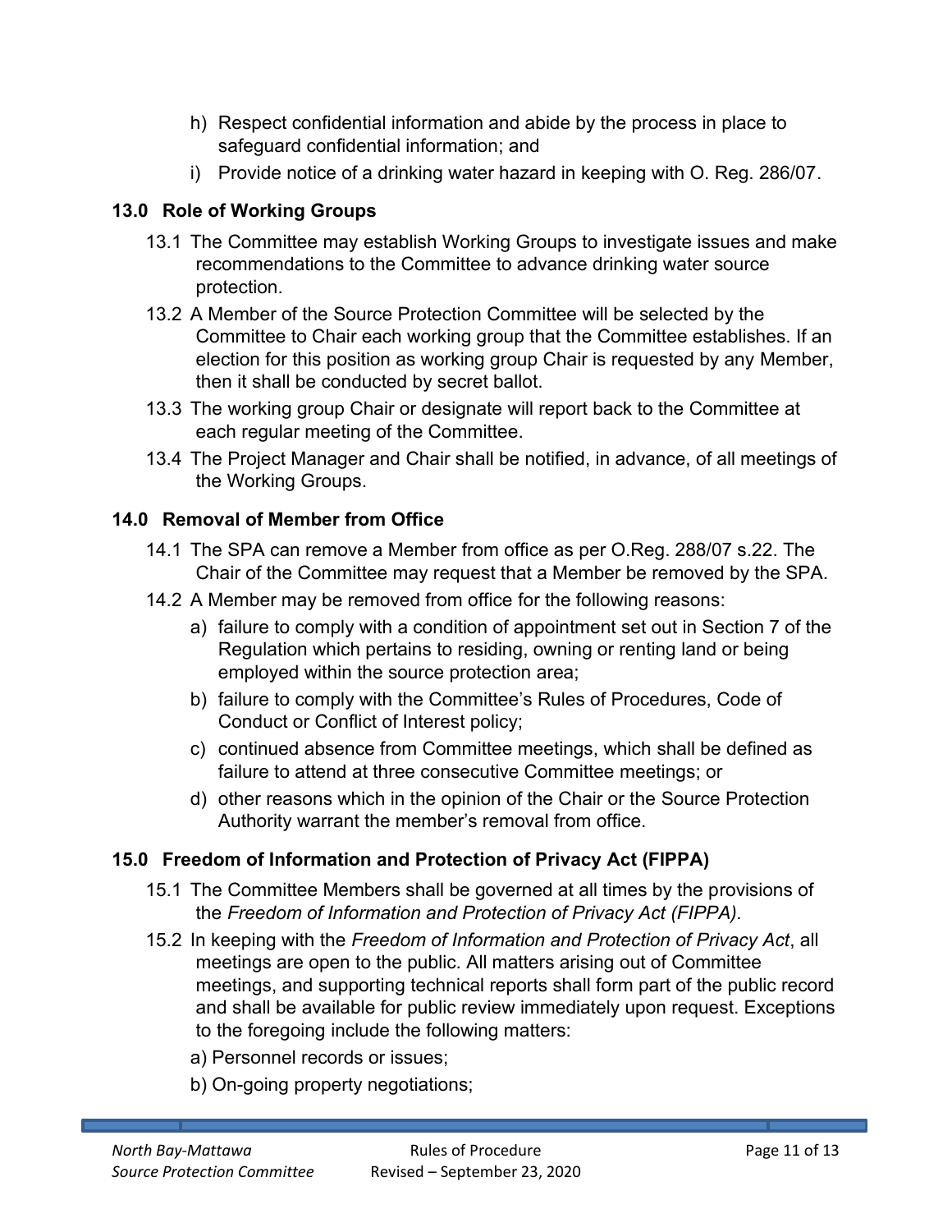h) Respect confidential information and abide by the process in place to safeguard confidential information; and

i) Provide notice of a drinking water hazard in keeping with O. Reg. 286/07.

## 13.0 Role of Working Groups

13.1 The Committee may establish Working Groups to investigate issues and make recommendations to the Committee to advance drinking water source protection.

13.2 A Member of the Source Protection Committee will be selected by the Committee to Chair each working group that the Committee establishes. If an election for this position as working group Chair is requested by any Member, then it shall be conducted by secret ballot.

13.3 The working group Chair or designate will report back to the Committee at each regular meeting of the Committee.

13.4 The Project Manager and Chair shall be notified, in advance, of all meetings of the Working Groups.

## 14.0 Removal of Member from Office

14.1 The SPA can remove a Member from office as per O.Reg. 288/07 s.22. The Chair of the Committee may request that a Member be removed by the SPA.

14.2 A Member may be removed from office for the following reasons:

a) failure to comply with a condition of appointment set out in Section 7 of the Regulation which pertains to residing, owning or renting land or being employed within the source protection area;

b) failure to comply with the Committee's Rules of Procedures, Code of Conduct or Conflict of Interest policy;

c) continued absence from Committee meetings, which shall be defined as failure to attend at three consecutive Committee meetings; or

d) other reasons which in the opinion of the Chair or the Source Protection Authority warrant the member's removal from office.

## 15.0 Freedom of Information and Protection of Privacy Act (FIPPA)

15.1 The Committee Members shall be governed at all times by the provisions of the *Freedom of Information and Protection of Privacy Act (FIPPA).*

15.2 In keeping with the *Freedom of Information and Protection of Privacy Act*, all meetings are open to the public. All matters arising out of Committee meetings, and supporting technical reports shall form part of the public record and shall be available for public review immediately upon request. Exceptions to the foregoing include the following matters:

a) Personnel records or issues;

b) On-going property negotiations;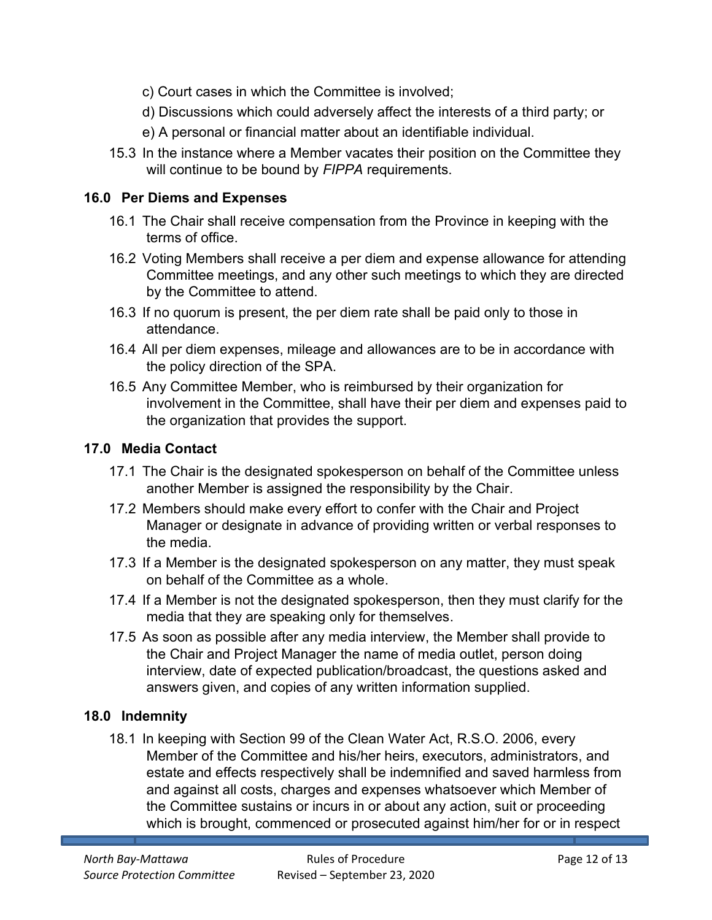c) Court cases in which the Committee is involved;

d) Discussions which could adversely affect the interests of a third party; or

e) A personal or financial matter about an identifiable individual.

15.3 In the instance where a Member vacates their position on the Committee they will continue to be bound by *FIPPA* requirements.

## 16.0 Per Diems and Expenses

16.1 The Chair shall receive compensation from the Province in keeping with the terms of office.

16.2 Voting Members shall receive a per diem and expense allowance for attending Committee meetings, and any other such meetings to which they are directed by the Committee to attend.

16.3 If no quorum is present, the per diem rate shall be paid only to those in attendance.

16.4 All per diem expenses, mileage and allowances are to be in accordance with the policy direction of the SPA.

16.5 Any Committee Member, who is reimbursed by their organization for involvement in the Committee, shall have their per diem and expenses paid to the organization that provides the support.

## 17.0 Media Contact

17.1 The Chair is the designated spokesperson on behalf of the Committee unless another Member is assigned the responsibility by the Chair.

17.2 Members should make every effort to confer with the Chair and Project Manager or designate in advance of providing written or verbal responses to the media.

17.3 If a Member is the designated spokesperson on any matter, they must speak on behalf of the Committee as a whole.

17.4 If a Member is not the designated spokesperson, then they must clarify for the media that they are speaking only for themselves.

17.5 As soon as possible after any media interview, the Member shall provide to the Chair and Project Manager the name of media outlet, person doing interview, date of expected publication/broadcast, the questions asked and answers given, and copies of any written information supplied.

## 18.0 Indemnity

18.1 In keeping with Section 99 of the Clean Water Act, R.S.O. 2006, every Member of the Committee and his/her heirs, executors, administrators, and estate and effects respectively shall be indemnified and saved harmless from and against all costs, charges and expenses whatsoever which Member of the Committee sustains or incurs in or about any action, suit or proceeding which is brought, commenced or prosecuted against him/her for or in respect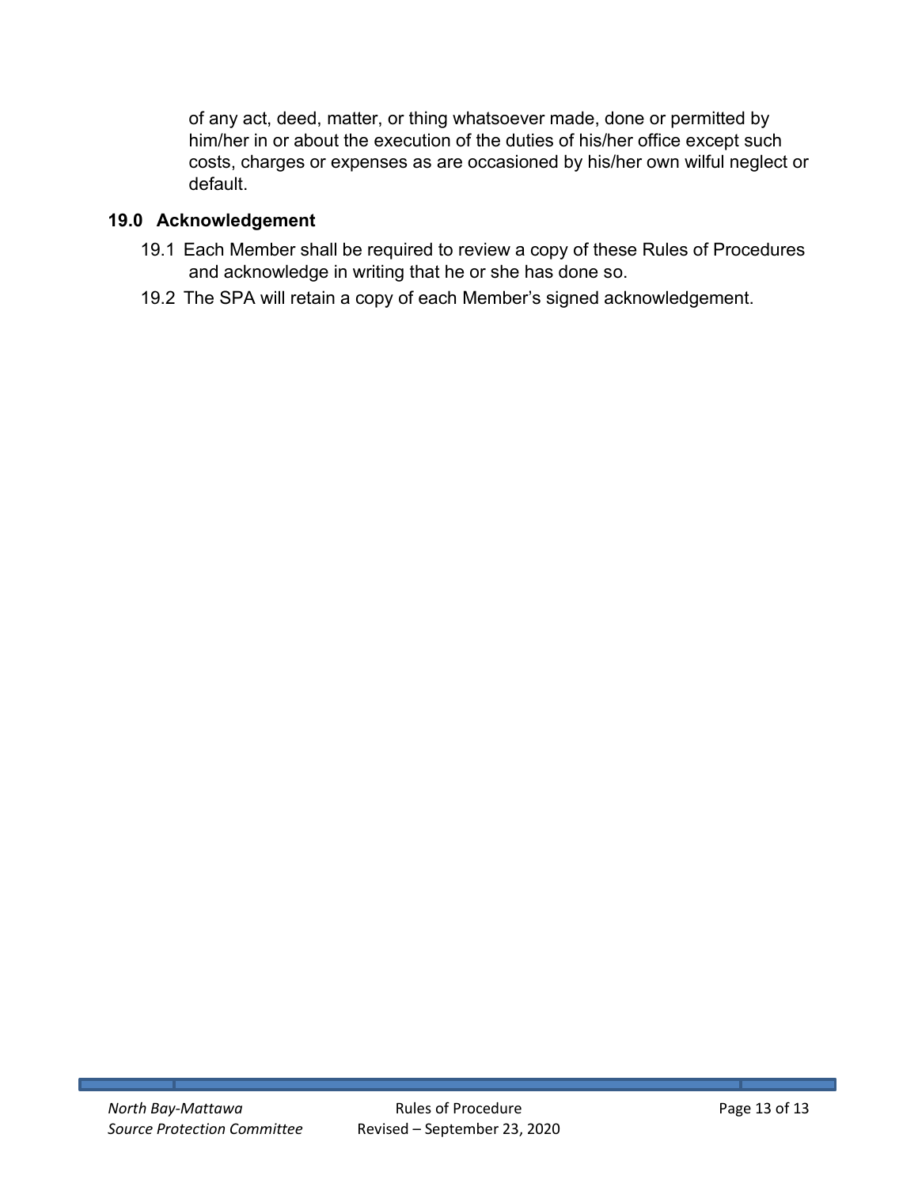of any act, deed, matter, or thing whatsoever made, done or permitted by him/her in or about the execution of the duties of his/her office except such costs, charges or expenses as are occasioned by his/her own wilful neglect or default.

## 19.0 Acknowledgement

19.1 Each Member shall be required to review a copy of these Rules of Procedures and acknowledge in writing that he or she has done so.

19.2 The SPA will retain a copy of each Member's signed acknowledgement.